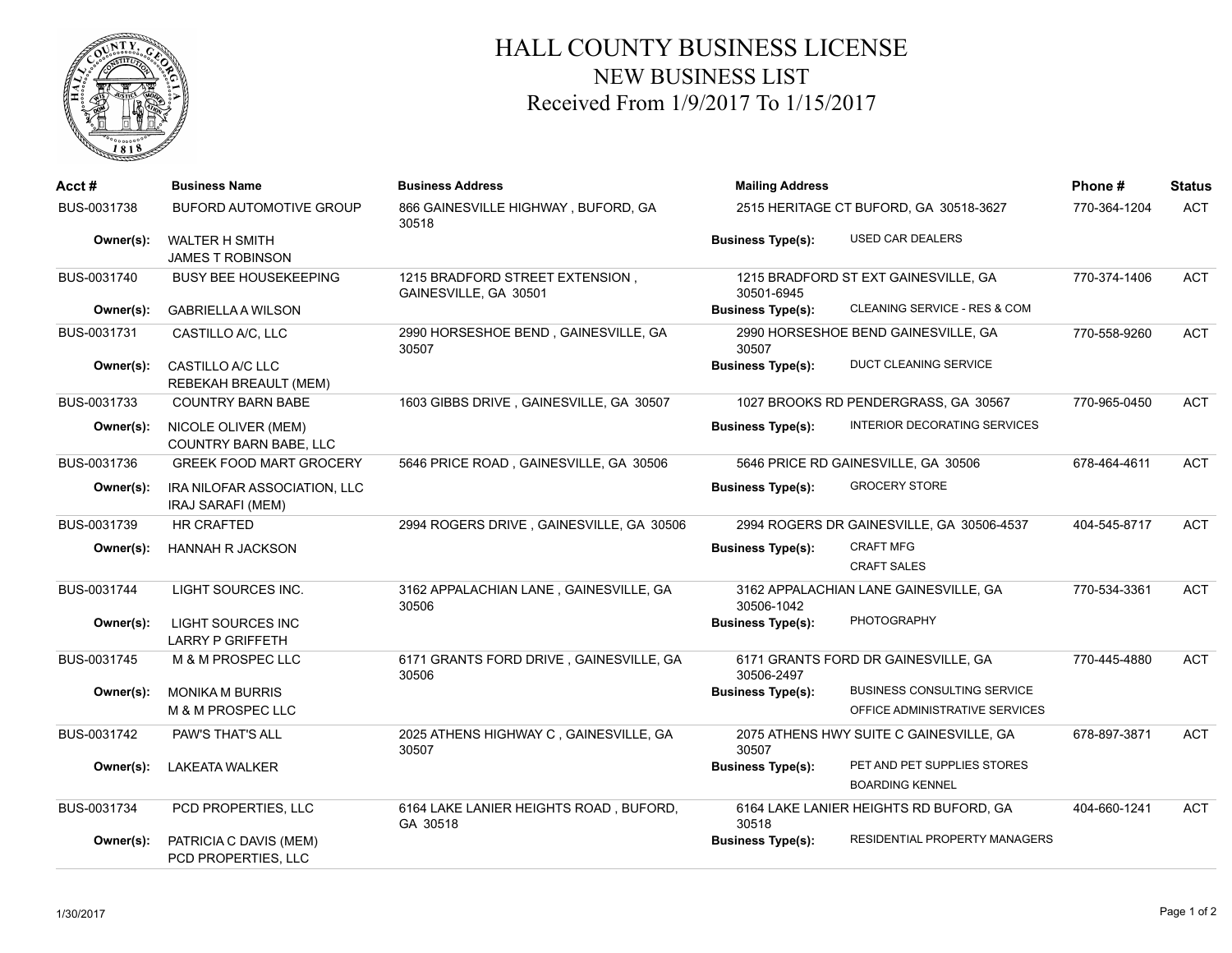# HALL COUNTY BUSINESS LICENSE

## NEW BUSINESS LIST

### Received From 1/9/2017 To 1/15/2017

| Acct # | Business Name | Business Address | Mailing Address | | Phone # | Status |
|---|---|---|---|---|---|---|
| BUS-0031738 | BUFORD AUTOMOTIVE GROUP | 866 GAINESVILLE HIGHWAY , BUFORD, GA 30518 | 2515 HERITAGE CT BUFORD, GA 30518-3627 | | 770-364-1204 | ACT |
| Owner(s): | WALTER H SMITH<br>JAMES T ROBINSON | | Business Type(s): | USED CAR DEALERS | | |
| BUS-0031740 | BUSY BEE HOUSEKEEPING | 1215 BRADFORD STREET EXTENSION , GAINESVILLE, GA 30501 | 1215 BRADFORD ST EXT GAINESVILLE, GA 30501-6945 | | 770-374-1406 | ACT |
| Owner(s): | GABRIELLA A WILSON | | Business Type(s): | CLEANING SERVICE - RES & COM | | |
| BUS-0031731 | CASTILLO A/C, LLC | 2990 HORSESHOE BEND , GAINESVILLE, GA 30507 | 2990 HORSESHOE BEND GAINESVILLE, GA 30507 | | 770-558-9260 | ACT |
| Owner(s): | CASTILLO A/C LLC<br>REBEKAH BREAULT (MEM) | | Business Type(s): | DUCT CLEANING SERVICE | | |
| BUS-0031733 | COUNTRY BARN BABE | 1603 GIBBS DRIVE , GAINESVILLE, GA 30507 | 1027 BROOKS RD PENDERGRASS, GA 30567 | | 770-965-0450 | ACT |
| Owner(s): | NICOLE OLIVER (MEM)<br>COUNTRY BARN BABE, LLC | | Business Type(s): | INTERIOR DECORATING SERVICES | | |
| BUS-0031736 | GREEK FOOD MART GROCERY | 5646 PRICE ROAD , GAINESVILLE, GA 30506 | 5646 PRICE RD GAINESVILLE, GA 30506 | | 678-464-4611 | ACT |
| Owner(s): | IRA NILOFAR ASSOCIATION, LLC<br>IRAJ SARAFI (MEM) | | Business Type(s): | GROCERY STORE | | |
| BUS-0031739 | HR CRAFTED | 2994 ROGERS DRIVE , GAINESVILLE, GA 30506 | 2994 ROGERS DR GAINESVILLE, GA 30506-4537 | | 404-545-8717 | ACT |
| Owner(s): | HANNAH R JACKSON | | Business Type(s): | CRAFT MFG<br>CRAFT SALES | | |
| BUS-0031744 | LIGHT SOURCES INC. | 3162 APPALACHIAN LANE , GAINESVILLE, GA 30506 | 3162 APPALACHIAN LANE GAINESVILLE, GA 30506-1042 | | 770-534-3361 | ACT |
| Owner(s): | LIGHT SOURCES INC<br>LARRY P GRIFFETH | | Business Type(s): | PHOTOGRAPHY | | |
| BUS-0031745 | M & M PROSPEC LLC | 6171 GRANTS FORD DRIVE , GAINESVILLE, GA 30506 | 6171 GRANTS FORD DR GAINESVILLE, GA 30506-2497 | | 770-445-4880 | ACT |
| Owner(s): | MONIKA M BURRIS<br>M & M PROSPEC LLC | | Business Type(s): | BUSINESS CONSULTING SERVICE<br>OFFICE ADMINISTRATIVE SERVICES | | |
| BUS-0031742 | PAW'S THAT'S ALL | 2025 ATHENS HIGHWAY C , GAINESVILLE, GA 30507 | 2075 ATHENS HWY SUITE C GAINESVILLE, GA 30507 | | 678-897-3871 | ACT |
| Owner(s): | LAKEATA WALKER | | Business Type(s): | PET AND PET SUPPLIES STORES<br>BOARDING KENNEL | | |
| BUS-0031734 | PCD PROPERTIES, LLC | 6164 LAKE LANIER HEIGHTS ROAD , BUFORD, GA 30518 | 6164 LAKE LANIER HEIGHTS RD BUFORD, GA 30518 | | 404-660-1241 | ACT |
| Owner(s): | PATRICIA C DAVIS (MEM)<br>PCD PROPERTIES, LLC | | Business Type(s): | RESIDENTIAL PROPERTY MANAGERS | | |

1/30/2017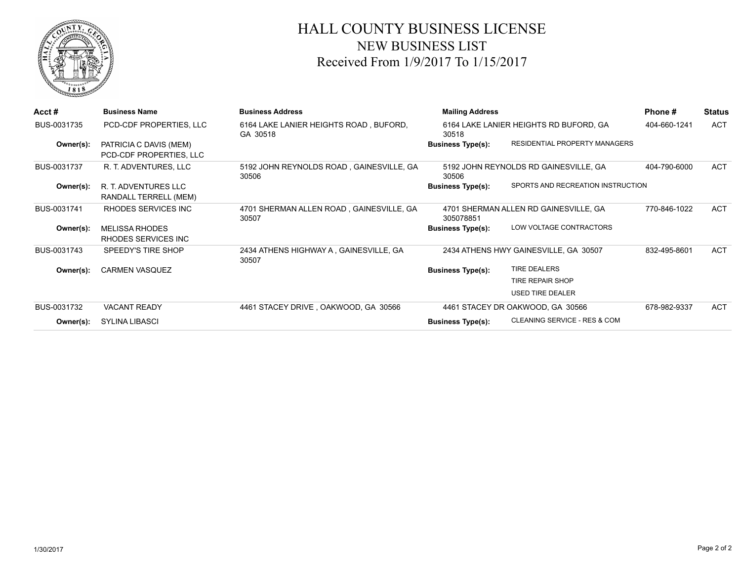# HALL COUNTY BUSINESS LICENSE
## NEW BUSINESS LIST
## Received From 1/9/2017 To 1/15/2017

| Acct # | Business Name | Business Address | Mailing Address | | Phone # | Status |
|---|---|---|---|---|---|---|
| BUS-0031735 | PCD-CDF PROPERTIES, LLC | 6164 LAKE LANIER HEIGHTS ROAD , BUFORD, GA 30518 | 6164 LAKE LANIER HEIGHTS RD BUFORD, GA 30518 | | 404-660-1241 | ACT |
| **Owner(s):** | PATRICIA C DAVIS (MEM)<br>PCD-CDF PROPERTIES, LLC | | **Business Type(s):** | RESIDENTIAL PROPERTY MANAGERS | | |
| BUS-0031737 | R. T. ADVENTURES, LLC | 5192 JOHN REYNOLDS ROAD , GAINESVILLE, GA 30506 | 5192 JOHN REYNOLDS RD GAINESVILLE, GA 30506 | | 404-790-6000 | ACT |
| **Owner(s):** | R. T. ADVENTURES LLC<br>RANDALL TERRELL (MEM) | | **Business Type(s):** | SPORTS AND RECREATION INSTRUCTION | | |
| BUS-0031741 | RHODES SERVICES INC | 4701 SHERMAN ALLEN ROAD , GAINESVILLE, GA 30507 | 4701 SHERMAN ALLEN RD GAINESVILLE, GA 305078851 | | 770-846-1022 | ACT |
| **Owner(s):** | MELISSA RHODES<br>RHODES SERVICES INC | | **Business Type(s):** | LOW VOLTAGE CONTRACTORS | | |
| BUS-0031743 | SPEEDY'S TIRE SHOP | 2434 ATHENS HIGHWAY A , GAINESVILLE, GA 30507 | 2434 ATHENS HWY GAINESVILLE, GA 30507 | | 832-495-8601 | ACT |
| **Owner(s):** | CARMEN VASQUEZ | | **Business Type(s):** | TIRE DEALERS<br>TIRE REPAIR SHOP<br>USED TIRE DEALER | | |
| BUS-0031732 | VACANT READY | 4461 STACEY DRIVE , OAKWOOD, GA 30566 | 4461 STACEY DR OAKWOOD, GA 30566 | | 678-982-9337 | ACT |
| **Owner(s):** | SYLINA LIBASCI | | **Business Type(s):** | CLEANING SERVICE - RES & COM | | |

1/30/2017